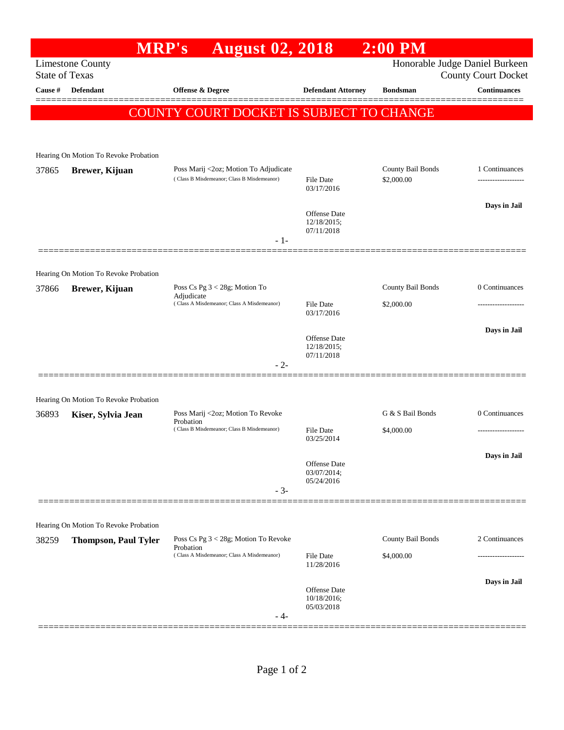# MRP's August 02, 2018 2:00 PM

Limestone County
State of Texas

Honorable Judge Daniel Burkeen
County Court Docket

| Cause # | Defendant | Offense & Degree | Defendant Attorney | Bondsman | Continuances |
|---|---|---|---|---|---|

**COUNTY COURT DOCKET IS SUBJECT TO CHANGE**

---

Hearing On Motion To Revoke Probation

| Cause # | Defendant | Offense & Degree | Defendant Attorney | Bondsman | Continuances |
|---|---|---|---|---|---|
| 37865 | **Brewer, Kijuan** | Poss Marij <2oz; Motion To Adjudicate ( Class B Misdemeanor; Class B Misdemeanor) | File Date 03/17/2016; Offense Date 12/18/2015; 07/11/2018 | County Bail Bonds $2,000.00 | 1 Continuances; Days in Jail |

- 1-

---

Hearing On Motion To Revoke Probation

| Cause # | Defendant | Offense & Degree | Defendant Attorney | Bondsman | Continuances |
|---|---|---|---|---|---|
| 37866 | **Brewer, Kijuan** | Poss Cs Pg 3 < 28g; Motion To Adjudicate ( Class A Misdemeanor; Class A Misdemeanor) | File Date 03/17/2016; Offense Date 12/18/2015; 07/11/2018 | County Bail Bonds $2,000.00 | 0 Continuances; Days in Jail |

- 2-

---

Hearing On Motion To Revoke Probation

| Cause # | Defendant | Offense & Degree | Defendant Attorney | Bondsman | Continuances |
|---|---|---|---|---|---|
| 36893 | **Kiser, Sylvia Jean** | Poss Marij <2oz; Motion To Revoke Probation ( Class B Misdemeanor; Class B Misdemeanor) | File Date 03/25/2014; Offense Date 03/07/2014; 05/24/2016 | G & S Bail Bonds $4,000.00 | 0 Continuances; Days in Jail |

- 3-

---

Hearing On Motion To Revoke Probation

| Cause # | Defendant | Offense & Degree | Defendant Attorney | Bondsman | Continuances |
|---|---|---|---|---|---|
| 38259 | **Thompson, Paul Tyler** | Poss Cs Pg 3 < 28g; Motion To Revoke Probation ( Class A Misdemeanor; Class A Misdemeanor) | File Date 11/28/2016; Offense Date 10/18/2016; 05/03/2018 | County Bail Bonds $4,000.00 | 2 Continuances; Days in Jail |

- 4-

---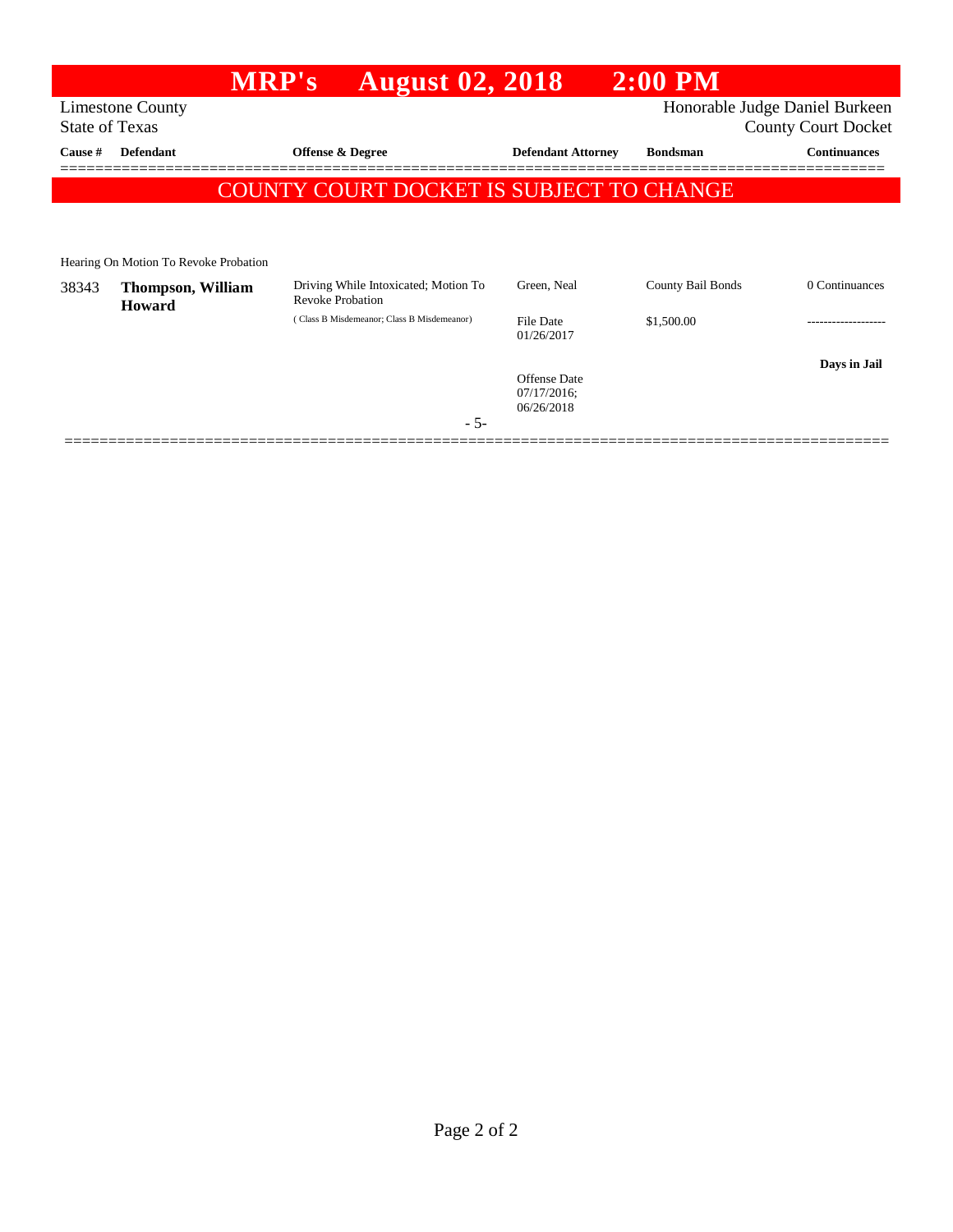# MRP's August 02, 2018 2:00 PM

Limestone County
State of Texas

Honorable Judge Daniel Burkeen
County Court Docket

| Cause # | Defendant | Offense & Degree | Defendant Attorney | Bondsman | Continuances |
|---|---|---|---|---|---|

## COUNTY COURT DOCKET IS SUBJECT TO CHANGE

Hearing On Motion To Revoke Probation

| Cause # | Defendant | Offense & Degree | Defendant Attorney | Bondsman | Continuances |
|---|---|---|---|---|---|
| 38343 | **Thompson, William Howard** | Driving While Intoxicated; Motion To Revoke Probation<br>( Class B Misdemeanor; Class B Misdemeanor) | Green, Neal<br>File Date<br>01/26/2017<br>Offense Date<br>07/17/2016;<br>06/26/2018 | County Bail Bonds<br>$1,500.00 | 0 Continuances<br>-------------------<br>**Days in Jail** |

- 5-